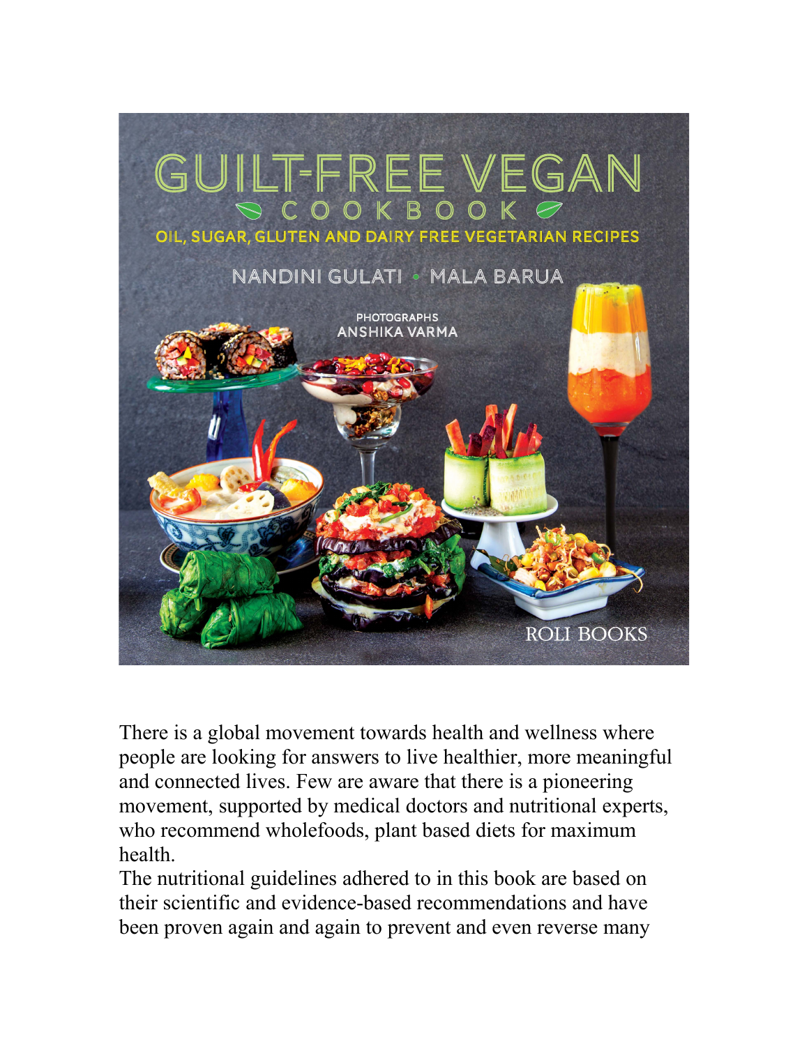# GUILT-FREE VEGAN COOKBOOK

## OIL, SUGAR, GLUTEN AND DAIRY FREE VEGETARIAN RECIPES

NANDINI GULATI • MALA BARUA

PHOTOGRAPHS
ANSHIKA VARMA

ROLI BOOKS

There is a global movement towards health and wellness where people are looking for answers to live healthier, more meaningful and connected lives. Few are aware that there is a pioneering movement, supported by medical doctors and nutritional experts, who recommend wholefoods, plant based diets for maximum health.

The nutritional guidelines adhered to in this book are based on their scientific and evidence-based recommendations and have been proven again and again to prevent and even reverse many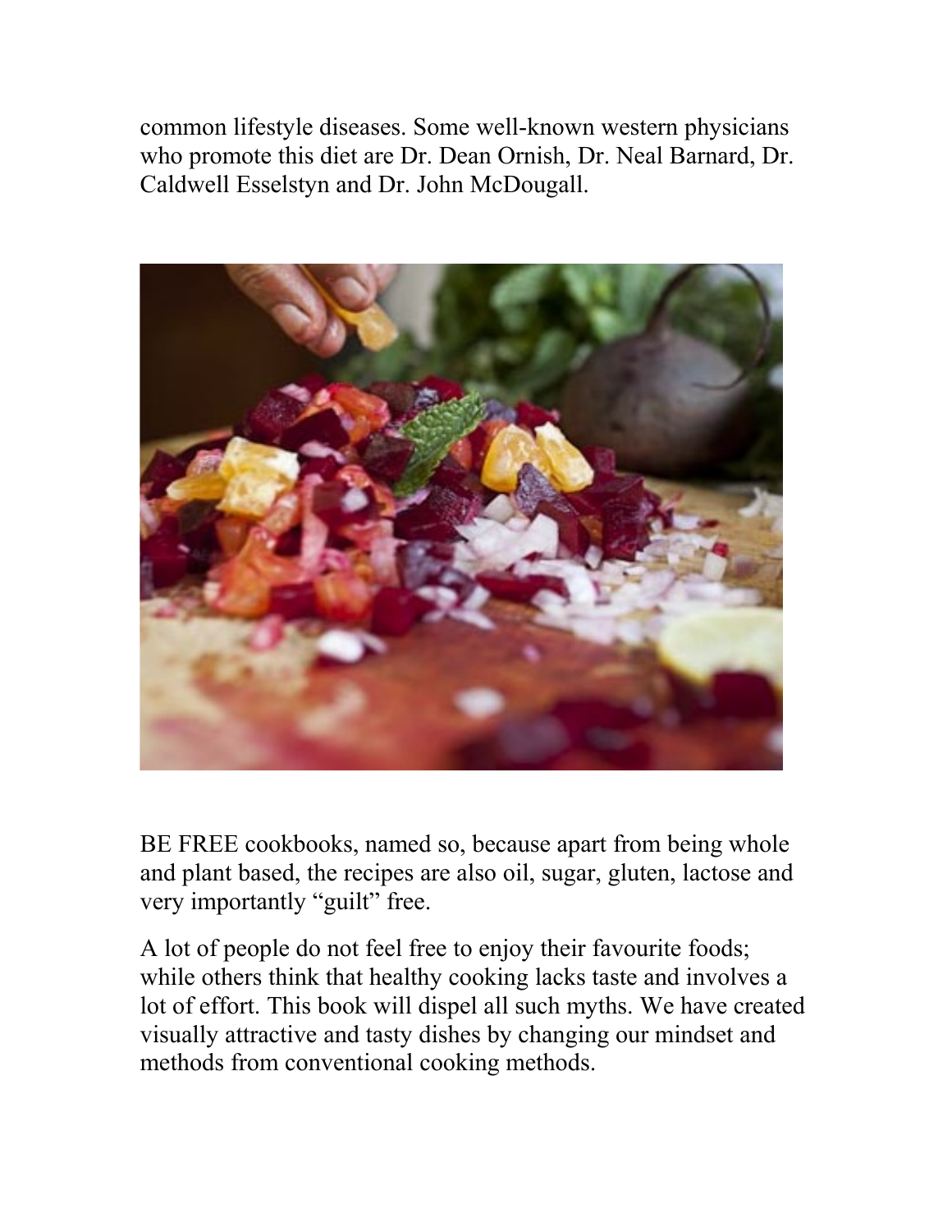common lifestyle diseases. Some well-known western physicians who promote this diet are Dr. Dean Ornish, Dr. Neal Barnard, Dr. Caldwell Esselstyn and Dr. John McDougall.

BE FREE cookbooks, named so, because apart from being whole and plant based, the recipes are also oil, sugar, gluten, lactose and very importantly "guilt" free.

A lot of people do not feel free to enjoy their favourite foods; while others think that healthy cooking lacks taste and involves a lot of effort. This book will dispel all such myths. We have created visually attractive and tasty dishes by changing our mindset and methods from conventional cooking methods.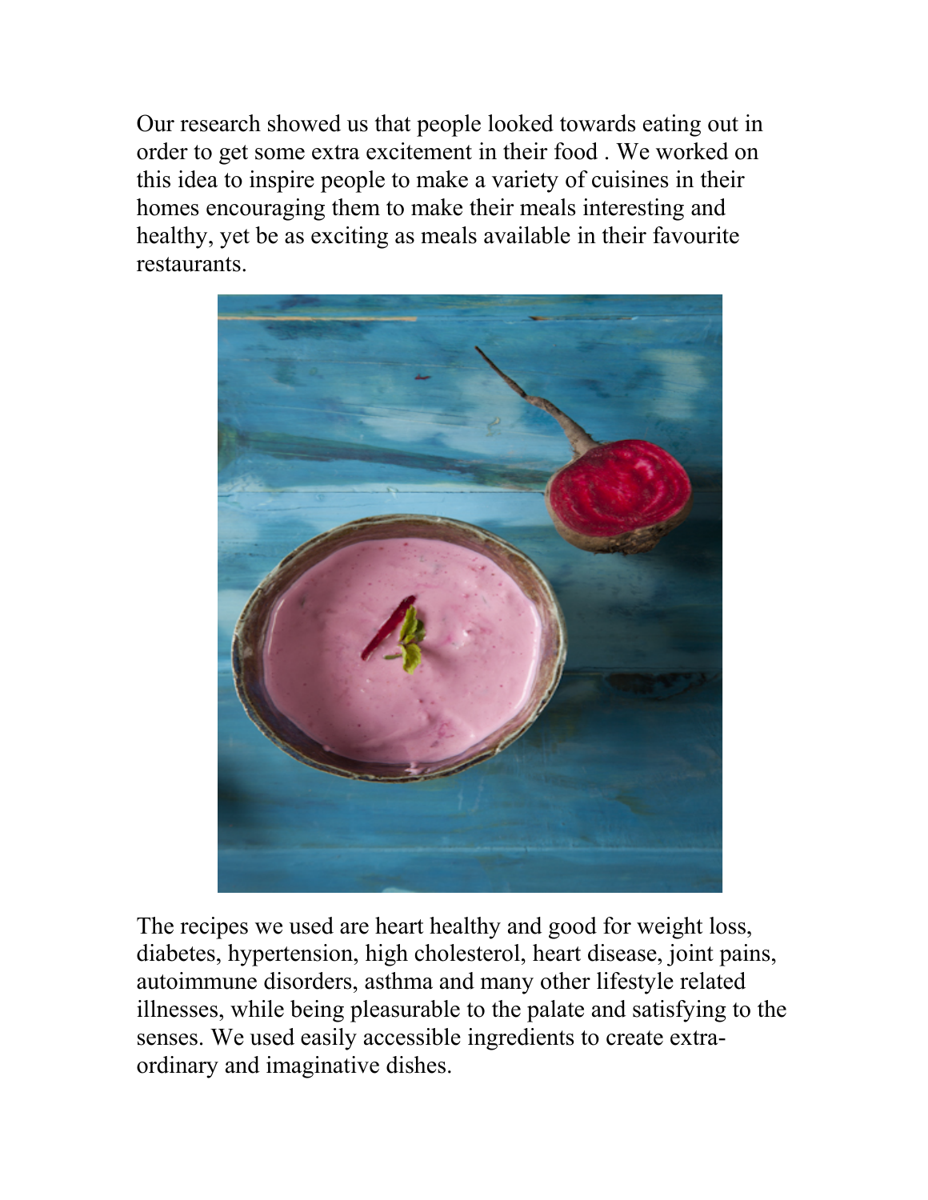Our research showed us that people looked towards eating out in order to get some extra excitement in their food . We worked on this idea to inspire people to make a variety of cuisines in their homes encouraging them to make their meals interesting and healthy, yet be as exciting as meals available in their favourite restaurants.

The recipes we used are heart healthy and good for weight loss, diabetes, hypertension, high cholesterol, heart disease, joint pains, autoimmune disorders, asthma and many other lifestyle related illnesses, while being pleasurable to the palate and satisfying to the senses. We used easily accessible ingredients to create extra-ordinary and imaginative dishes.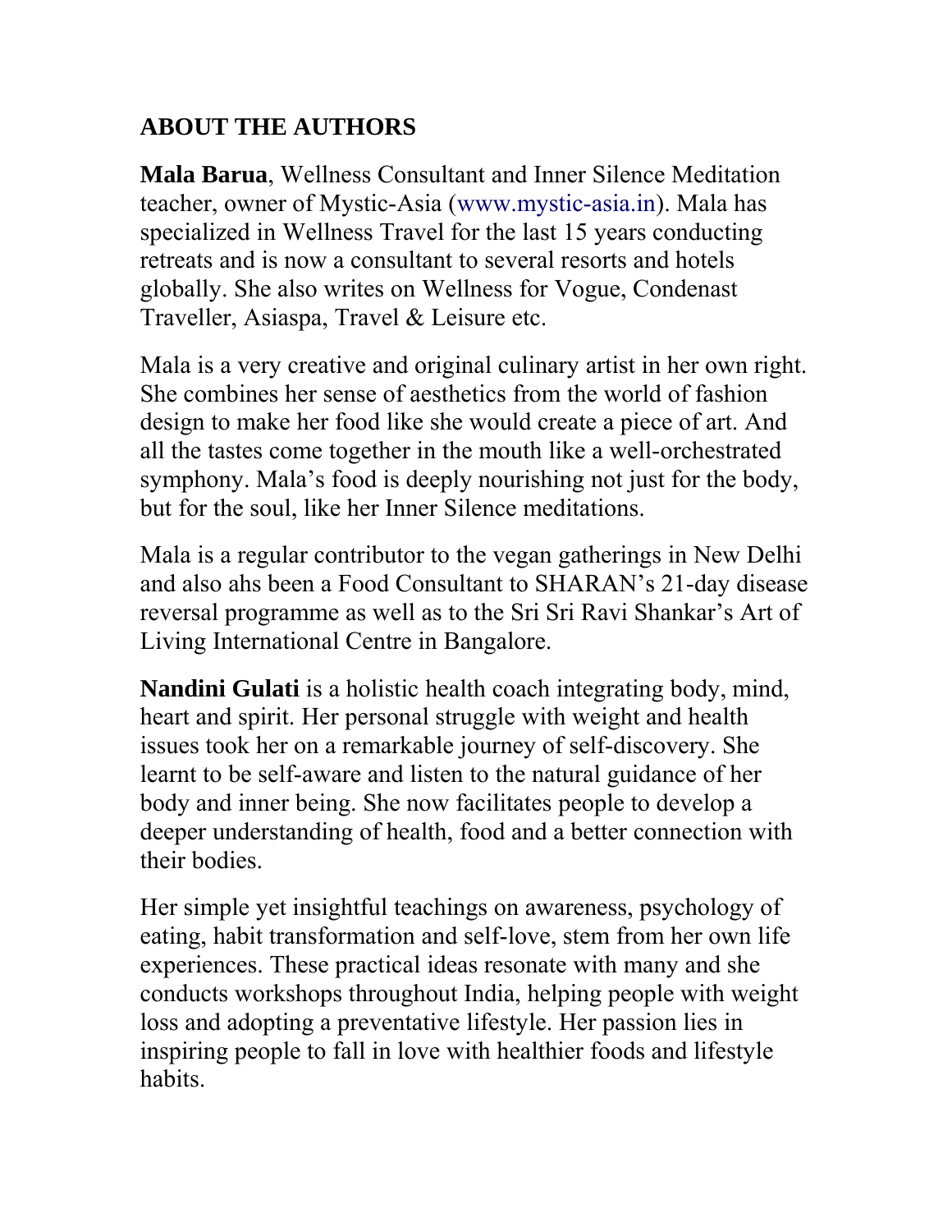## ABOUT THE AUTHORS

**Mala Barua**, Wellness Consultant and Inner Silence Meditation teacher, owner of Mystic-Asia (www.mystic-asia.in). Mala has specialized in Wellness Travel for the last 15 years conducting retreats and is now a consultant to several resorts and hotels globally. She also writes on Wellness for Vogue, Condenast Traveller, Asiaspa, Travel & Leisure etc.

Mala is a very creative and original culinary artist in her own right. She combines her sense of aesthetics from the world of fashion design to make her food like she would create a piece of art. And all the tastes come together in the mouth like a well-orchestrated symphony. Mala's food is deeply nourishing not just for the body, but for the soul, like her Inner Silence meditations.

Mala is a regular contributor to the vegan gatherings in New Delhi and also ahs been a Food Consultant to SHARAN's 21-day disease reversal programme as well as to the Sri Sri Ravi Shankar's Art of Living International Centre in Bangalore.

**Nandini Gulati** is a holistic health coach integrating body, mind, heart and spirit. Her personal struggle with weight and health issues took her on a remarkable journey of self-discovery. She learnt to be self-aware and listen to the natural guidance of her body and inner being. She now facilitates people to develop a deeper understanding of health, food and a better connection with their bodies.

Her simple yet insightful teachings on awareness, psychology of eating, habit transformation and self-love, stem from her own life experiences. These practical ideas resonate with many and she conducts workshops throughout India, helping people with weight loss and adopting a preventative lifestyle. Her passion lies in inspiring people to fall in love with healthier foods and lifestyle habits.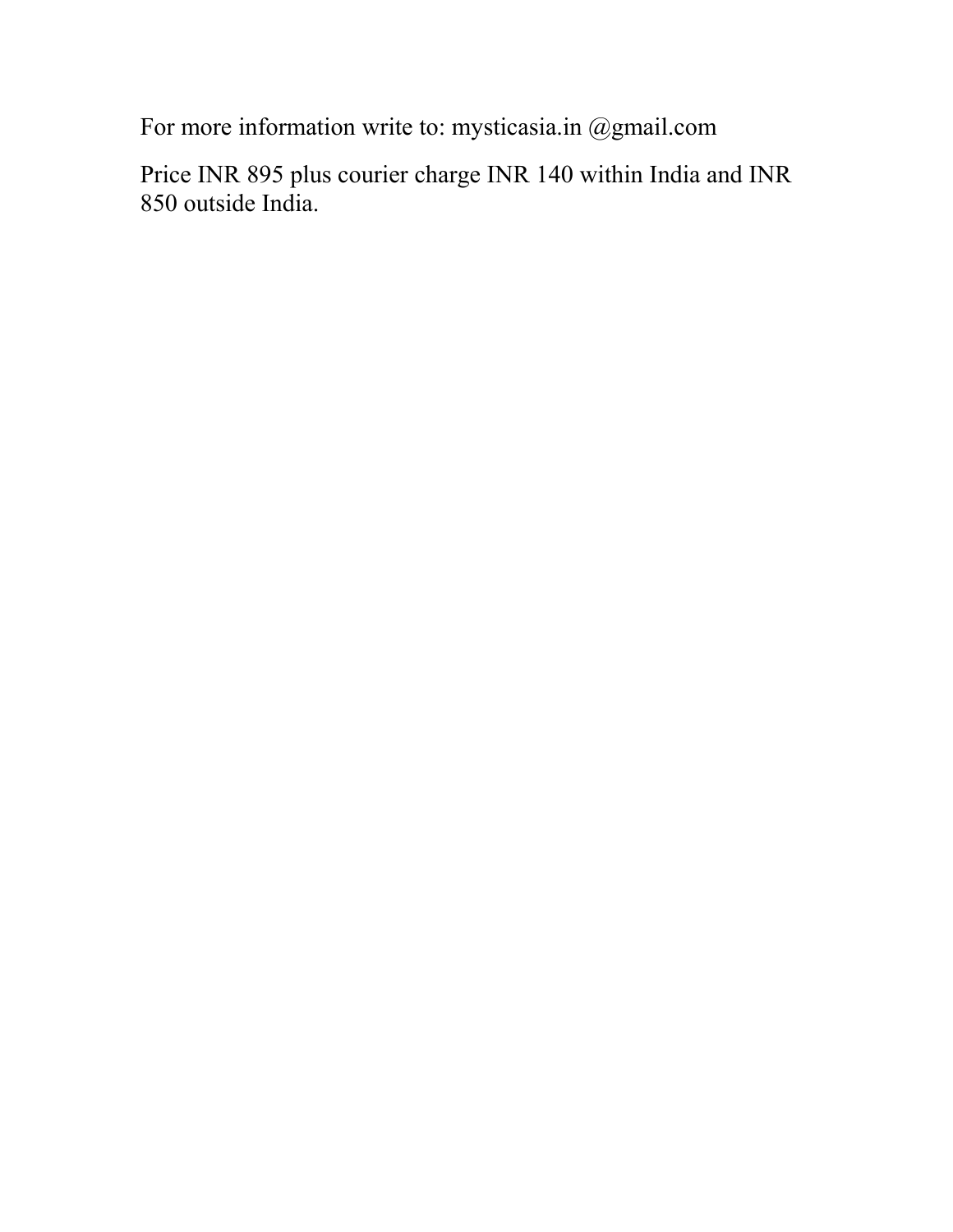For more information write to: mysticasia.in @gmail.com

Price INR 895 plus courier charge INR 140 within India and INR 850 outside India.